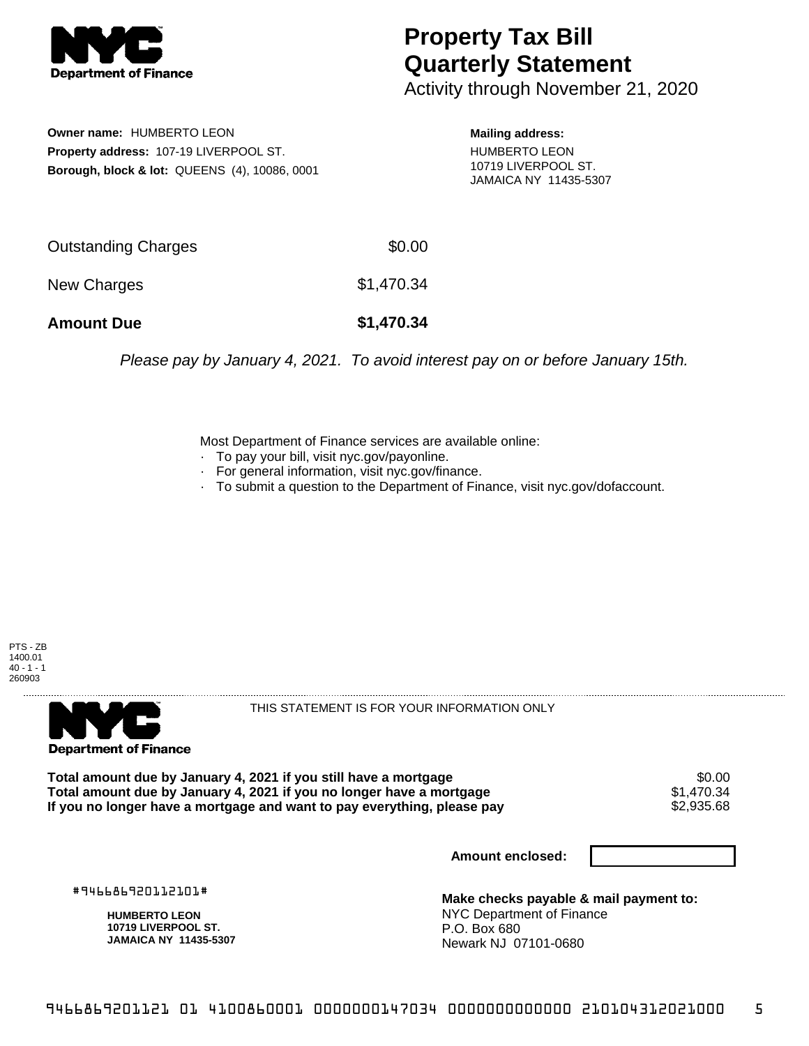# Property Tax Bill Quarterly Statement

Activity through November 21, 2020

**Owner name:** HUMBERTO LEON
**Property address:** 107-19 LIVERPOOL ST.
**Borough, block & lot:** QUEENS (4), 10086, 0001

**Mailing address:**
HUMBERTO LEON
10719 LIVERPOOL ST.
JAMAICA NY 11435-5307

| | |
|---|---|
| Outstanding Charges | $0.00 |
| New Charges | $1,470.34 |
| **Amount Due** | **$1,470.34** |

*Please pay by January 4, 2021. To avoid interest pay on or before January 15th.*

Most Department of Finance services are available online:

- To pay your bill, visit nyc.gov/payonline.
- For general information, visit nyc.gov/finance.
- To submit a question to the Department of Finance, visit nyc.gov/dofaccount.

PTS - ZB
1400.01
40 - 1 - 1
260903

THIS STATEMENT IS FOR YOUR INFORMATION ONLY

| | |
|---|---|
| **Total amount due by January 4, 2021 if you still have a mortgage** | $0.00 |
| **Total amount due by January 4, 2021 if you no longer have a mortgage** | $1,470.34 |
| **If you no longer have a mortgage and want to pay everything, please pay** | $2,935.68 |

**Amount enclosed:**

#946686920112101#

**HUMBERTO LEON**
**10719 LIVERPOOL ST.**
**JAMAICA NY 11435-5307**

**Make checks payable & mail payment to:**
NYC Department of Finance
P.O. Box 680
Newark NJ 07101-0680

946686920112101 01 4100860001 0000000147034 0000000000000 210104312021000 5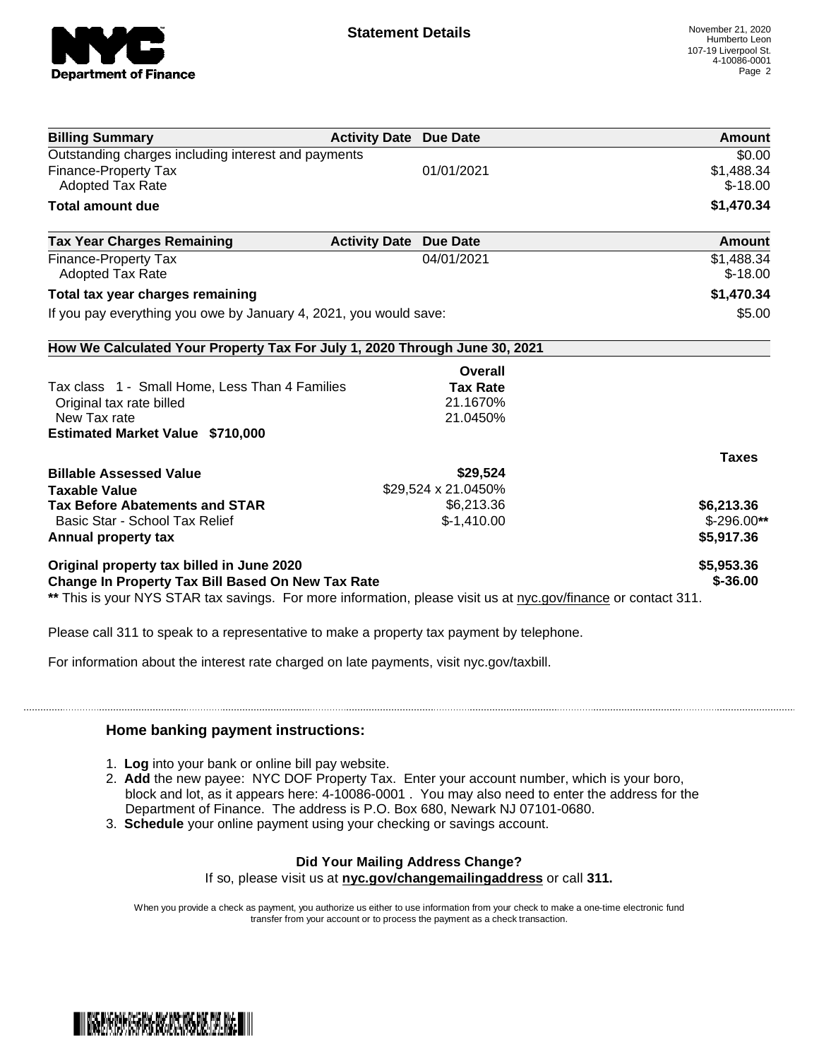# Statement Details

November 21, 2020
Humberto Leon
107-19 Liverpool St.
4-10086-0001

| Billing Summary | Activity Date | Due Date | Amount |
| --- | --- | --- | --- |
| Outstanding charges including interest and payments | | | $0.00 |
| Finance-Property Tax | | 01/01/2021 | $1,488.34 |
| Adopted Tax Rate | | | $-18.00 |
| **Total amount due** | | | **$1,470.34** |

| Tax Year Charges Remaining | Activity Date | Due Date | Amount |
| --- | --- | --- | --- |
| Finance-Property Tax | | 04/01/2021 | $1,488.34 |
| Adopted Tax Rate | | | $-18.00 |
| **Total tax year charges remaining** | | | **$1,470.34** |
| If you pay everything you owe by January 4, 2021, you would save: | | | $5.00 |

**How We Calculated Your Property Tax For July 1, 2020 Through June 30, 2021**

| | Overall Tax Rate | Taxes |
| --- | --- | --- |
| Tax class 1 - Small Home, Less Than 4 Families | | |
| Original tax rate billed | 21.1670% | |
| New Tax rate | 21.0450% | |
| **Estimated Market Value $710,000** | | |
| **Billable Assessed Value** | **$29,524** | |
| **Taxable Value** | $29,524 x 21.0450% | |
| **Tax Before Abatements and STAR** | $6,213.36 | **$6,213.36** |
| Basic Star - School Tax Relief | $-1,410.00 | $-296.00** |
| **Annual property tax** | | **$5,917.36** |
| **Original property tax billed in June 2020** | | **$5,953.36** |
| **Change In Property Tax Bill Based On New Tax Rate** | | **$-36.00** |

** This is your NYS STAR tax savings. For more information, please visit us at nyc.gov/finance or contact 311.

Please call 311 to speak to a representative to make a property tax payment by telephone.

For information about the interest rate charged on late payments, visit nyc.gov/taxbill.

### Home banking payment instructions:

1. **Log** into your bank or online bill pay website.
2. **Add** the new payee: NYC DOF Property Tax. Enter your account number, which is your boro, block and lot, as it appears here: 4-10086-0001 . You may also need to enter the address for the Department of Finance. The address is P.O. Box 680, Newark NJ 07101-0680.
3. **Schedule** your online payment using your checking or savings account.

**Did Your Mailing Address Change?**
If so, please visit us at **nyc.gov/changemailingaddress** or call **311.**

When you provide a check as payment, you authorize us either to use information from your check to make a one-time electronic fund transfer from your account or to process the payment as a check transaction.